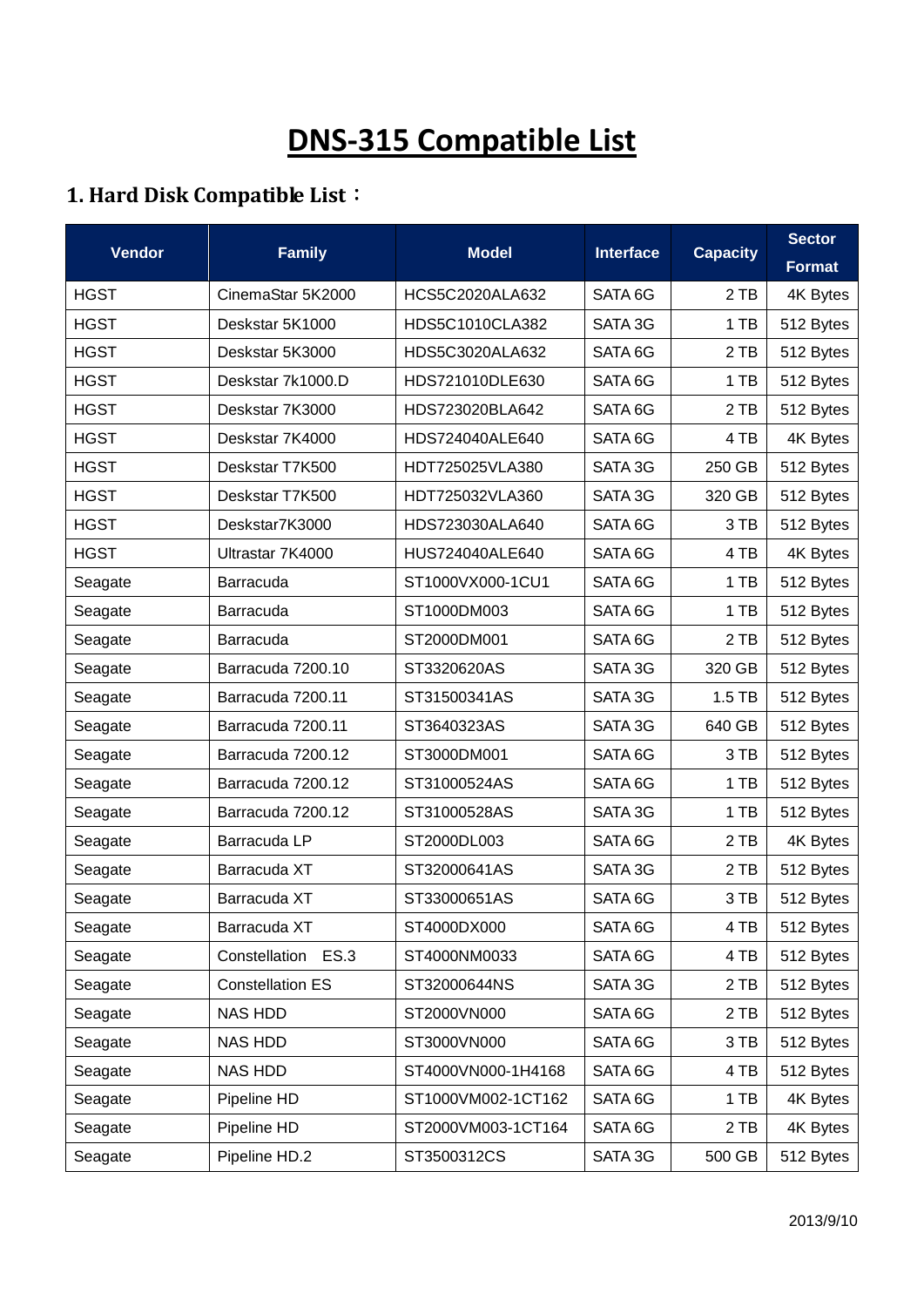# DNS-315 Compatible List

## 1. Hard Disk Compatible List：

| Vendor | Family | Model | Interface | Capacity | Sector Format |
|---|---|---|---|---|---|
| HGST | CinemaStar 5K2000 | HCS5C2020ALA632 | SATA 6G | 2 TB | 4K Bytes |
| HGST | Deskstar 5K1000 | HDS5C1010CLA382 | SATA 3G | 1 TB | 512 Bytes |
| HGST | Deskstar 5K3000 | HDS5C3020ALA632 | SATA 6G | 2 TB | 512 Bytes |
| HGST | Deskstar 7k1000.D | HDS721010DLE630 | SATA 6G | 1 TB | 512 Bytes |
| HGST | Deskstar 7K3000 | HDS723020BLA642 | SATA 6G | 2 TB | 512 Bytes |
| HGST | Deskstar 7K4000 | HDS724040ALE640 | SATA 6G | 4 TB | 4K Bytes |
| HGST | Deskstar T7K500 | HDT725025VLA380 | SATA 3G | 250 GB | 512 Bytes |
| HGST | Deskstar T7K500 | HDT725032VLA360 | SATA 3G | 320 GB | 512 Bytes |
| HGST | Deskstar7K3000 | HDS723030ALA640 | SATA 6G | 3 TB | 512 Bytes |
| HGST | Ultrastar 7K4000 | HUS724040ALE640 | SATA 6G | 4 TB | 4K Bytes |
| Seagate | Barracuda | ST1000VX000-1CU1 | SATA 6G | 1 TB | 512 Bytes |
| Seagate | Barracuda | ST1000DM003 | SATA 6G | 1 TB | 512 Bytes |
| Seagate | Barracuda | ST2000DM001 | SATA 6G | 2 TB | 512 Bytes |
| Seagate | Barracuda 7200.10 | ST3320620AS | SATA 3G | 320 GB | 512 Bytes |
| Seagate | Barracuda 7200.11 | ST31500341AS | SATA 3G | 1.5 TB | 512 Bytes |
| Seagate | Barracuda 7200.11 | ST3640323AS | SATA 3G | 640 GB | 512 Bytes |
| Seagate | Barracuda 7200.12 | ST3000DM001 | SATA 6G | 3 TB | 512 Bytes |
| Seagate | Barracuda 7200.12 | ST31000524AS | SATA 6G | 1 TB | 512 Bytes |
| Seagate | Barracuda 7200.12 | ST31000528AS | SATA 3G | 1 TB | 512 Bytes |
| Seagate | Barracuda LP | ST2000DL003 | SATA 6G | 2 TB | 4K Bytes |
| Seagate | Barracuda XT | ST32000641AS | SATA 3G | 2 TB | 512 Bytes |
| Seagate | Barracuda XT | ST33000651AS | SATA 6G | 3 TB | 512 Bytes |
| Seagate | Barracuda XT | ST4000DX000 | SATA 6G | 4 TB | 512 Bytes |
| Seagate | Constellation ES.3 | ST4000NM0033 | SATA 6G | 4 TB | 512 Bytes |
| Seagate | Constellation ES | ST32000644NS | SATA 3G | 2 TB | 512 Bytes |
| Seagate | NAS HDD | ST2000VN000 | SATA 6G | 2 TB | 512 Bytes |
| Seagate | NAS HDD | ST3000VN000 | SATA 6G | 3 TB | 512 Bytes |
| Seagate | NAS HDD | ST4000VN000-1H4168 | SATA 6G | 4 TB | 512 Bytes |
| Seagate | Pipeline HD | ST1000VM002-1CT162 | SATA 6G | 1 TB | 4K Bytes |
| Seagate | Pipeline HD | ST2000VM003-1CT164 | SATA 6G | 2 TB | 4K Bytes |
| Seagate | Pipeline HD.2 | ST3500312CS | SATA 3G | 500 GB | 512 Bytes |

2013/9/10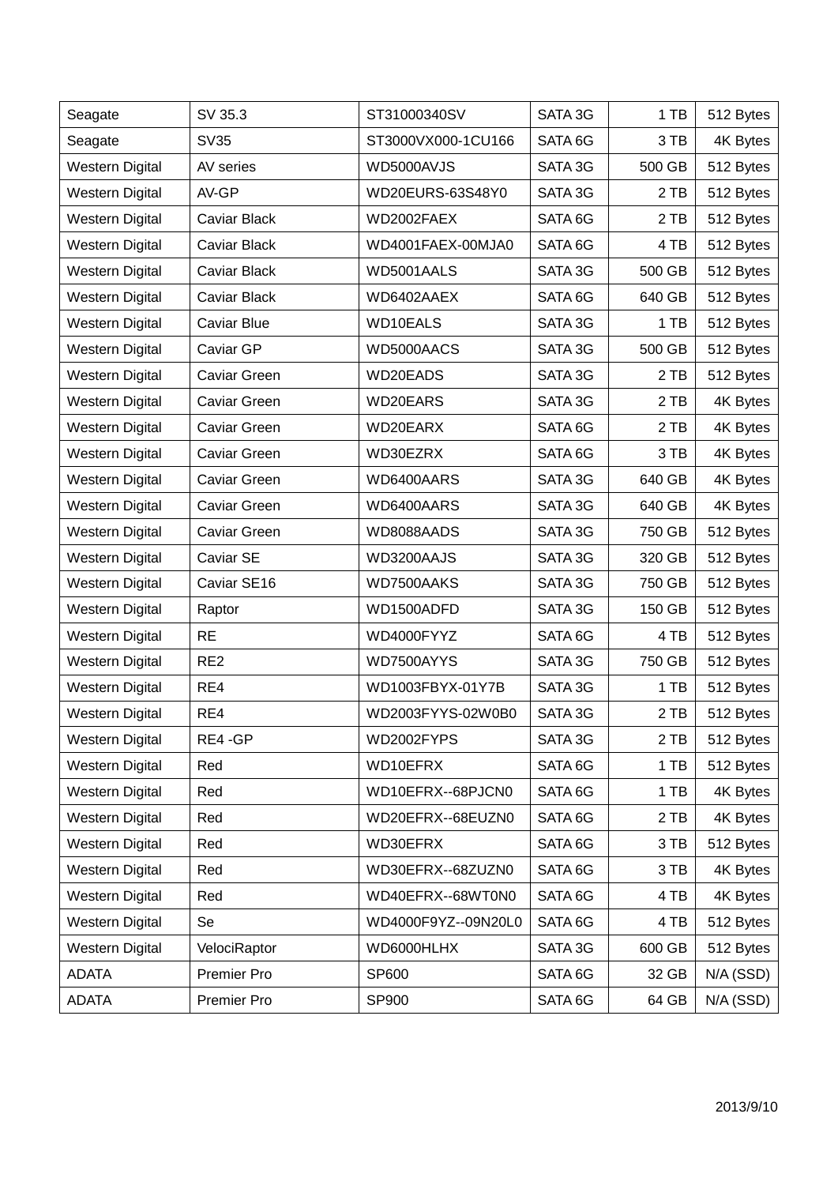| | | | | | |
|---|---|---|---|---|---|
| Seagate | SV 35.3 | ST31000340SV | SATA 3G | 1 TB | 512 Bytes |
| Seagate | SV35 | ST3000VX000-1CU166 | SATA 6G | 3 TB | 4K Bytes |
| Western Digital | AV series | WD5000AVJS | SATA 3G | 500 GB | 512 Bytes |
| Western Digital | AV-GP | WD20EURS-63S48Y0 | SATA 3G | 2 TB | 512 Bytes |
| Western Digital | Caviar Black | WD2002FAEX | SATA 6G | 2 TB | 512 Bytes |
| Western Digital | Caviar Black | WD4001FAEX-00MJA0 | SATA 6G | 4 TB | 512 Bytes |
| Western Digital | Caviar Black | WD5001AALS | SATA 3G | 500 GB | 512 Bytes |
| Western Digital | Caviar Black | WD6402AAEX | SATA 6G | 640 GB | 512 Bytes |
| Western Digital | Caviar Blue | WD10EALS | SATA 3G | 1 TB | 512 Bytes |
| Western Digital | Caviar GP | WD5000AACS | SATA 3G | 500 GB | 512 Bytes |
| Western Digital | Caviar Green | WD20EADS | SATA 3G | 2 TB | 512 Bytes |
| Western Digital | Caviar Green | WD20EARS | SATA 3G | 2 TB | 4K Bytes |
| Western Digital | Caviar Green | WD20EARX | SATA 6G | 2 TB | 4K Bytes |
| Western Digital | Caviar Green | WD30EZRX | SATA 6G | 3 TB | 4K Bytes |
| Western Digital | Caviar Green | WD6400AARS | SATA 3G | 640 GB | 4K Bytes |
| Western Digital | Caviar Green | WD6400AARS | SATA 3G | 640 GB | 4K Bytes |
| Western Digital | Caviar Green | WD8088AADS | SATA 3G | 750 GB | 512 Bytes |
| Western Digital | Caviar SE | WD3200AAJS | SATA 3G | 320 GB | 512 Bytes |
| Western Digital | Caviar SE16 | WD7500AAKS | SATA 3G | 750 GB | 512 Bytes |
| Western Digital | Raptor | WD1500ADFD | SATA 3G | 150 GB | 512 Bytes |
| Western Digital | RE | WD4000FYYZ | SATA 6G | 4 TB | 512 Bytes |
| Western Digital | RE2 | WD7500AYYS | SATA 3G | 750 GB | 512 Bytes |
| Western Digital | RE4 | WD1003FBYX-01Y7B | SATA 3G | 1 TB | 512 Bytes |
| Western Digital | RE4 | WD2003FYYS-02W0B0 | SATA 3G | 2 TB | 512 Bytes |
| Western Digital | RE4 -GP | WD2002FYPS | SATA 3G | 2 TB | 512 Bytes |
| Western Digital | Red | WD10EFRX | SATA 6G | 1 TB | 512 Bytes |
| Western Digital | Red | WD10EFRX--68PJCN0 | SATA 6G | 1 TB | 4K Bytes |
| Western Digital | Red | WD20EFRX--68EUZN0 | SATA 6G | 2 TB | 4K Bytes |
| Western Digital | Red | WD30EFRX | SATA 6G | 3 TB | 512 Bytes |
| Western Digital | Red | WD30EFRX--68ZUZN0 | SATA 6G | 3 TB | 4K Bytes |
| Western Digital | Red | WD40EFRX--68WT0N0 | SATA 6G | 4 TB | 4K Bytes |
| Western Digital | Se | WD4000F9YZ--09N20L0 | SATA 6G | 4 TB | 512 Bytes |
| Western Digital | VelociRaptor | WD6000HLHX | SATA 3G | 600 GB | 512 Bytes |
| ADATA | Premier Pro | SP600 | SATA 6G | 32 GB | N/A (SSD) |
| ADATA | Premier Pro | SP900 | SATA 6G | 64 GB | N/A (SSD) |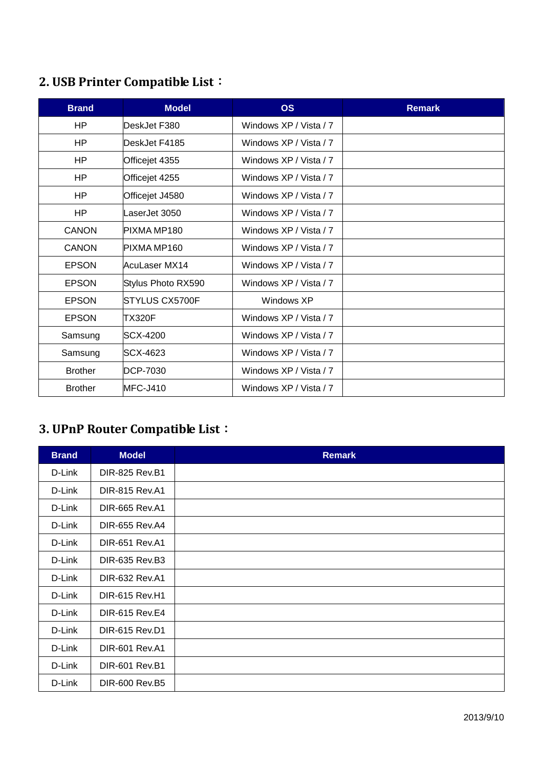## 2. USB Printer Compatible List：

| Brand | Model | OS | Remark |
|---|---|---|---|
| HP | DeskJet F380 | Windows XP / Vista / 7 | |
| HP | DeskJet F4185 | Windows XP / Vista / 7 | |
| HP | Officejet 4355 | Windows XP / Vista / 7 | |
| HP | Officejet 4255 | Windows XP / Vista / 7 | |
| HP | Officejet J4580 | Windows XP / Vista / 7 | |
| HP | LaserJet 3050 | Windows XP / Vista / 7 | |
| CANON | PIXMA MP180 | Windows XP / Vista / 7 | |
| CANON | PIXMA MP160 | Windows XP / Vista / 7 | |
| EPSON | AcuLaser MX14 | Windows XP / Vista / 7 | |
| EPSON | Stylus Photo RX590 | Windows XP / Vista / 7 | |
| EPSON | STYLUS CX5700F | Windows XP | |
| EPSON | TX320F | Windows XP / Vista / 7 | |
| Samsung | SCX-4200 | Windows XP / Vista / 7 | |
| Samsung | SCX-4623 | Windows XP / Vista / 7 | |
| Brother | DCP-7030 | Windows XP / Vista / 7 | |
| Brother | MFC-J410 | Windows XP / Vista / 7 | |

## 3. UPnP Router Compatible List：

| Brand | Model | Remark |
|---|---|---|
| D-Link | DIR-825 Rev.B1 | |
| D-Link | DIR-815 Rev.A1 | |
| D-Link | DIR-665 Rev.A1 | |
| D-Link | DIR-655 Rev.A4 | |
| D-Link | DIR-651 Rev.A1 | |
| D-Link | DIR-635 Rev.B3 | |
| D-Link | DIR-632 Rev.A1 | |
| D-Link | DIR-615 Rev.H1 | |
| D-Link | DIR-615 Rev.E4 | |
| D-Link | DIR-615 Rev.D1 | |
| D-Link | DIR-601 Rev.A1 | |
| D-Link | DIR-601 Rev.B1 | |
| D-Link | DIR-600 Rev.B5 | |

2013/9/10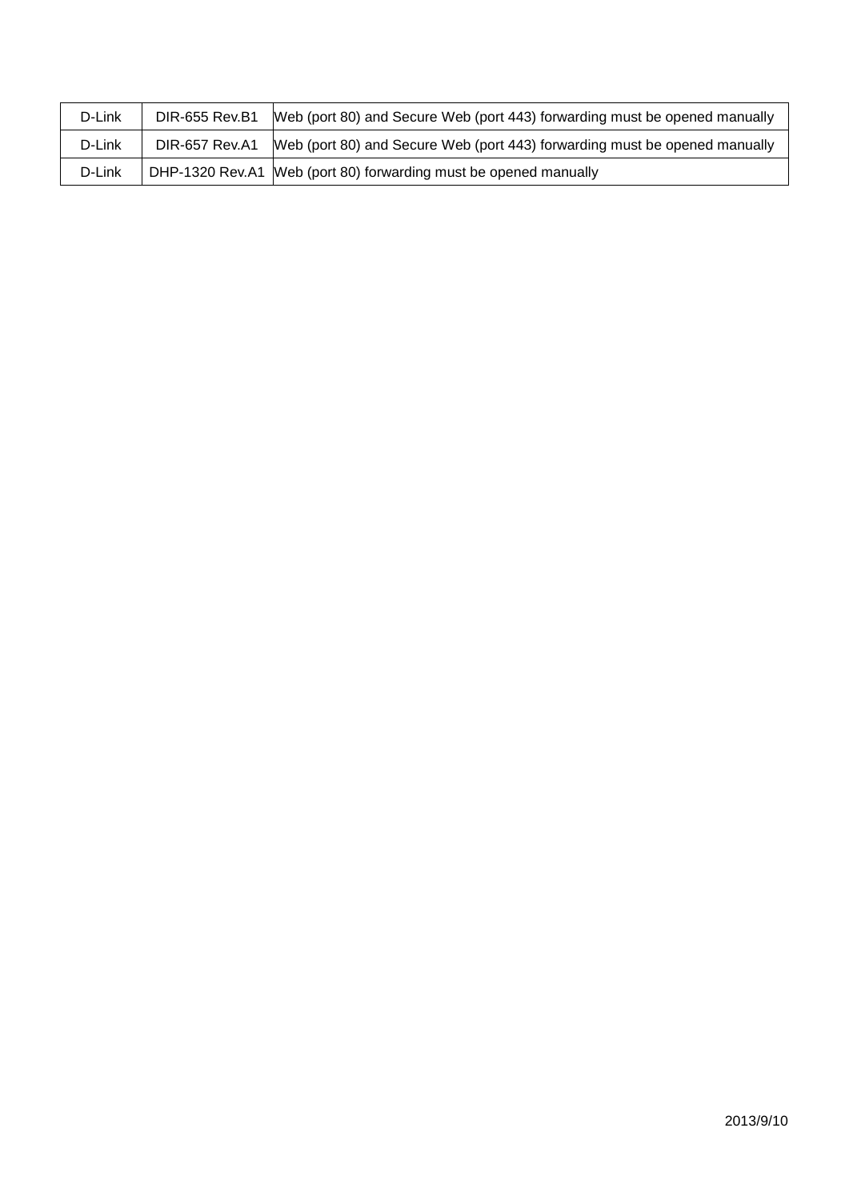| | | |
|---|---|---|
| D-Link | DIR-655 Rev.B1 | Web (port 80) and Secure Web (port 443) forwarding must be opened manually |
| D-Link | DIR-657 Rev.A1 | Web (port 80) and Secure Web (port 443) forwarding must be opened manually |
| D-Link | DHP-1320 Rev.A1 | Web (port 80) forwarding must be opened manually |

2013/9/10